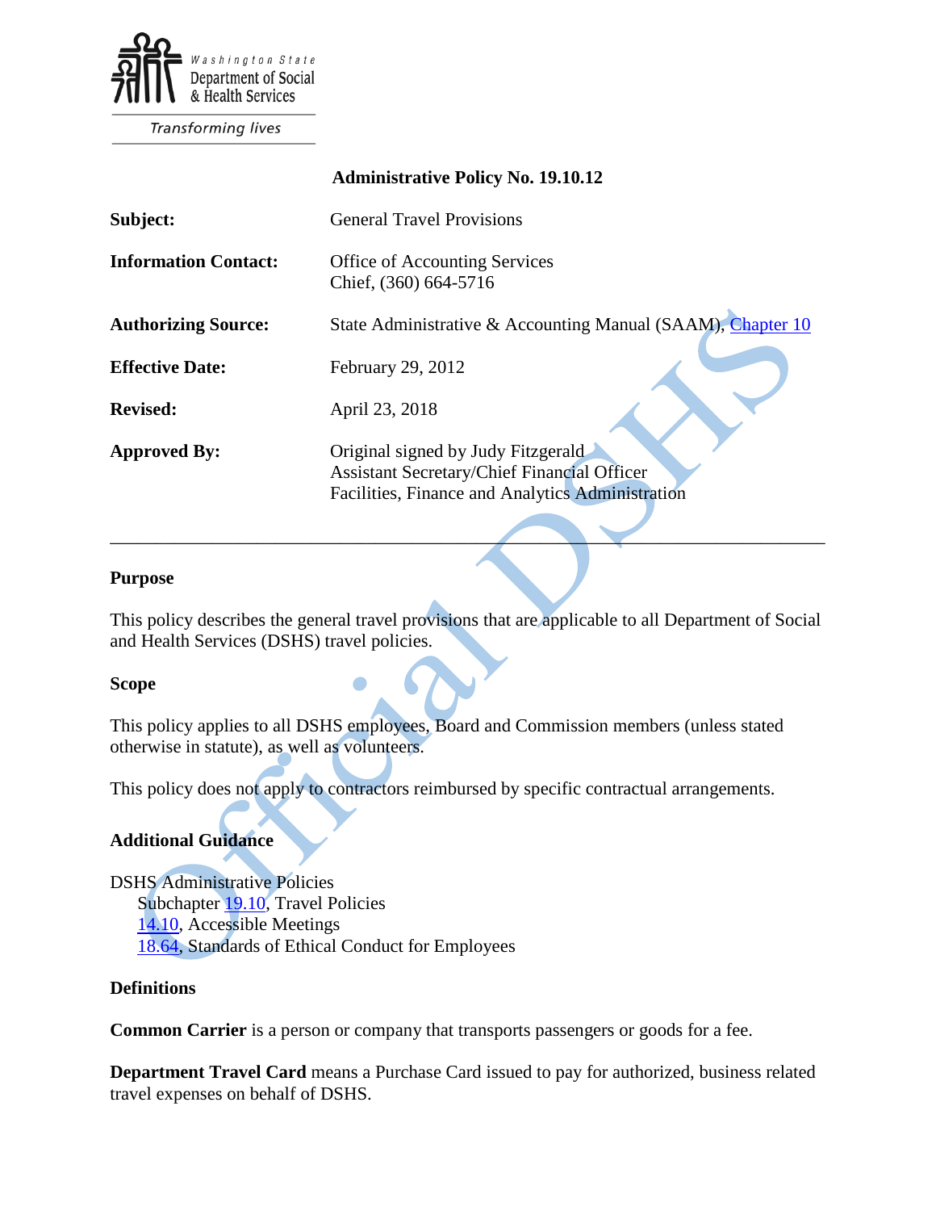Washington State Department of Social & Health Services

*Transforming lives*

**Administrative Policy No. 19.10.12**

| | |
|---|---|
| **Subject:** | General Travel Provisions |
| **Information Contact:** | Office of Accounting Services<br>Chief, (360) 664-5716 |
| **Authorizing Source:** | State Administrative & Accounting Manual (SAAM), Chapter 10 |
| **Effective Date:** | February 29, 2012 |
| **Revised:** | April 23, 2018 |
| **Approved By:** | Original signed by Judy Fitzgerald<br>Assistant Secretary/Chief Financial Officer<br>Facilities, Finance and Analytics Administration |

---

## Purpose

This policy describes the general travel provisions that are applicable to all Department of Social and Health Services (DSHS) travel policies.

## Scope

This policy applies to all DSHS employees, Board and Commission members (unless stated otherwise in statute), as well as volunteers.

This policy does not apply to contractors reimbursed by specific contractual arrangements.

## Additional Guidance

DSHS Administrative Policies
- Subchapter 19.10, Travel Policies
- 14.10, Accessible Meetings
- 18.64, Standards of Ethical Conduct for Employees

## Definitions

**Common Carrier** is a person or company that transports passengers or goods for a fee.

**Department Travel Card** means a Purchase Card issued to pay for authorized, business related travel expenses on behalf of DSHS.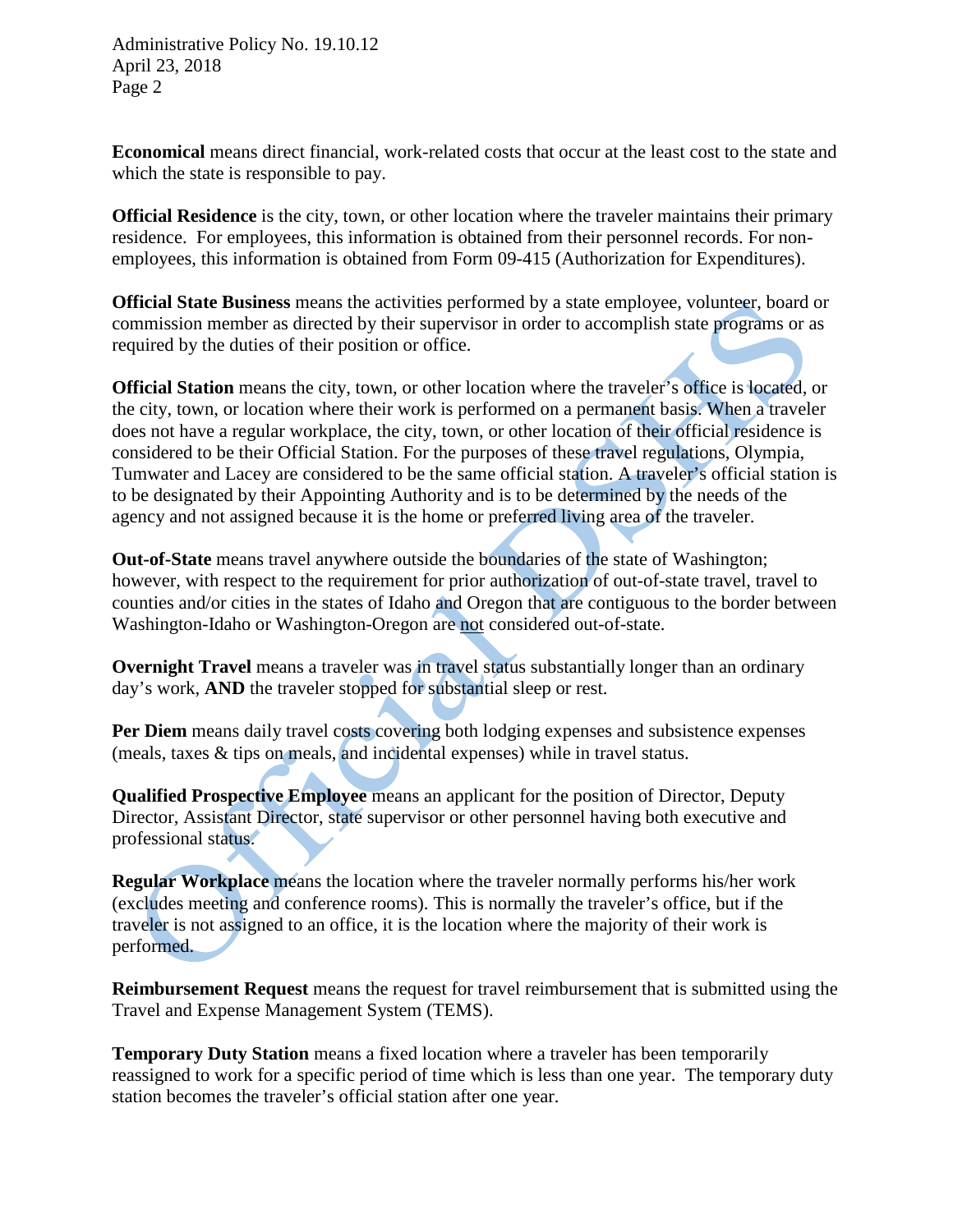**Economical** means direct financial, work-related costs that occur at the least cost to the state and which the state is responsible to pay.

**Official Residence** is the city, town, or other location where the traveler maintains their primary residence. For employees, this information is obtained from their personnel records. For non-employees, this information is obtained from Form 09-415 (Authorization for Expenditures).

**Official State Business** means the activities performed by a state employee, volunteer, board or commission member as directed by their supervisor in order to accomplish state programs or as required by the duties of their position or office.

**Official Station** means the city, town, or other location where the traveler's office is located, or the city, town, or location where their work is performed on a permanent basis. When a traveler does not have a regular workplace, the city, town, or other location of their official residence is considered to be their Official Station. For the purposes of these travel regulations, Olympia, Tumwater and Lacey are considered to be the same official station. A traveler's official station is to be designated by their Appointing Authority and is to be determined by the needs of the agency and not assigned because it is the home or preferred living area of the traveler.

**Out-of-State** means travel anywhere outside the boundaries of the state of Washington; however, with respect to the requirement for prior authorization of out-of-state travel, travel to counties and/or cities in the states of Idaho and Oregon that are contiguous to the border between Washington-Idaho or Washington-Oregon are not considered out-of-state.

**Overnight Travel** means a traveler was in travel status substantially longer than an ordinary day's work, **AND** the traveler stopped for substantial sleep or rest.

**Per Diem** means daily travel costs covering both lodging expenses and subsistence expenses (meals, taxes & tips on meals, and incidental expenses) while in travel status.

**Qualified Prospective Employee** means an applicant for the position of Director, Deputy Director, Assistant Director, state supervisor or other personnel having both executive and professional status.

**Regular Workplace** means the location where the traveler normally performs his/her work (excludes meeting and conference rooms). This is normally the traveler's office, but if the traveler is not assigned to an office, it is the location where the majority of their work is performed.

**Reimbursement Request** means the request for travel reimbursement that is submitted using the Travel and Expense Management System (TEMS).

**Temporary Duty Station** means a fixed location where a traveler has been temporarily reassigned to work for a specific period of time which is less than one year. The temporary duty station becomes the traveler's official station after one year.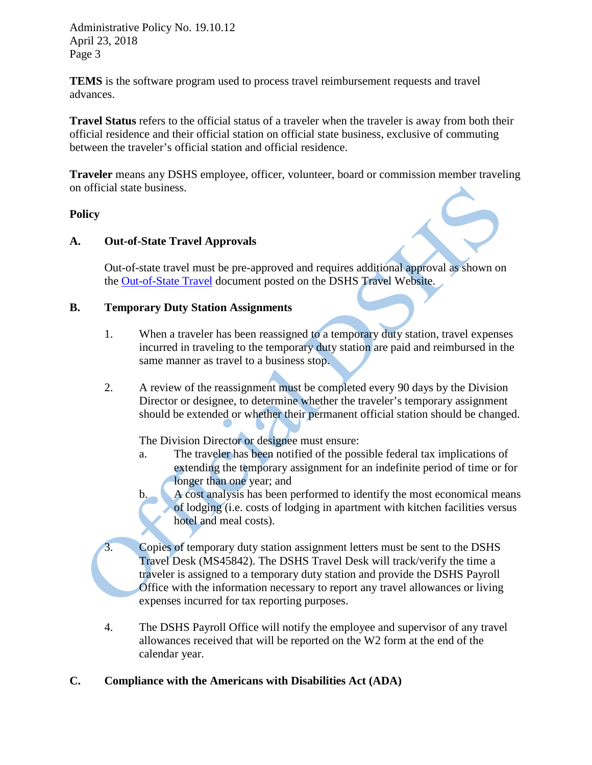**TEMS** is the software program used to process travel reimbursement requests and travel advances.

**Travel Status** refers to the official status of a traveler when the traveler is away from both their official residence and their official station on official state business, exclusive of commuting between the traveler's official station and official residence.

**Traveler** means any DSHS employee, officer, volunteer, board or commission member traveling on official state business.

## Policy

### A. Out-of-State Travel Approvals

Out-of-state travel must be pre-approved and requires additional approval as shown on the Out-of-State Travel document posted on the DSHS Travel Website.

### B. Temporary Duty Station Assignments

1. When a traveler has been reassigned to a temporary duty station, travel expenses incurred in traveling to the temporary duty station are paid and reimbursed in the same manner as travel to a business stop.

2. A review of the reassignment must be completed every 90 days by the Division Director or designee, to determine whether the traveler's temporary assignment should be extended or whether their permanent official station should be changed.

   The Division Director or designee must ensure:

   a. The traveler has been notified of the possible federal tax implications of extending the temporary assignment for an indefinite period of time or for longer than one year; and

   b. A cost analysis has been performed to identify the most economical means of lodging (i.e. costs of lodging in apartment with kitchen facilities versus hotel and meal costs).

3. Copies of temporary duty station assignment letters must be sent to the DSHS Travel Desk (MS45842). The DSHS Travel Desk will track/verify the time a traveler is assigned to a temporary duty station and provide the DSHS Payroll Office with the information necessary to report any travel allowances or living expenses incurred for tax reporting purposes.

4. The DSHS Payroll Office will notify the employee and supervisor of any travel allowances received that will be reported on the W2 form at the end of the calendar year.

### C. Compliance with the Americans with Disabilities Act (ADA)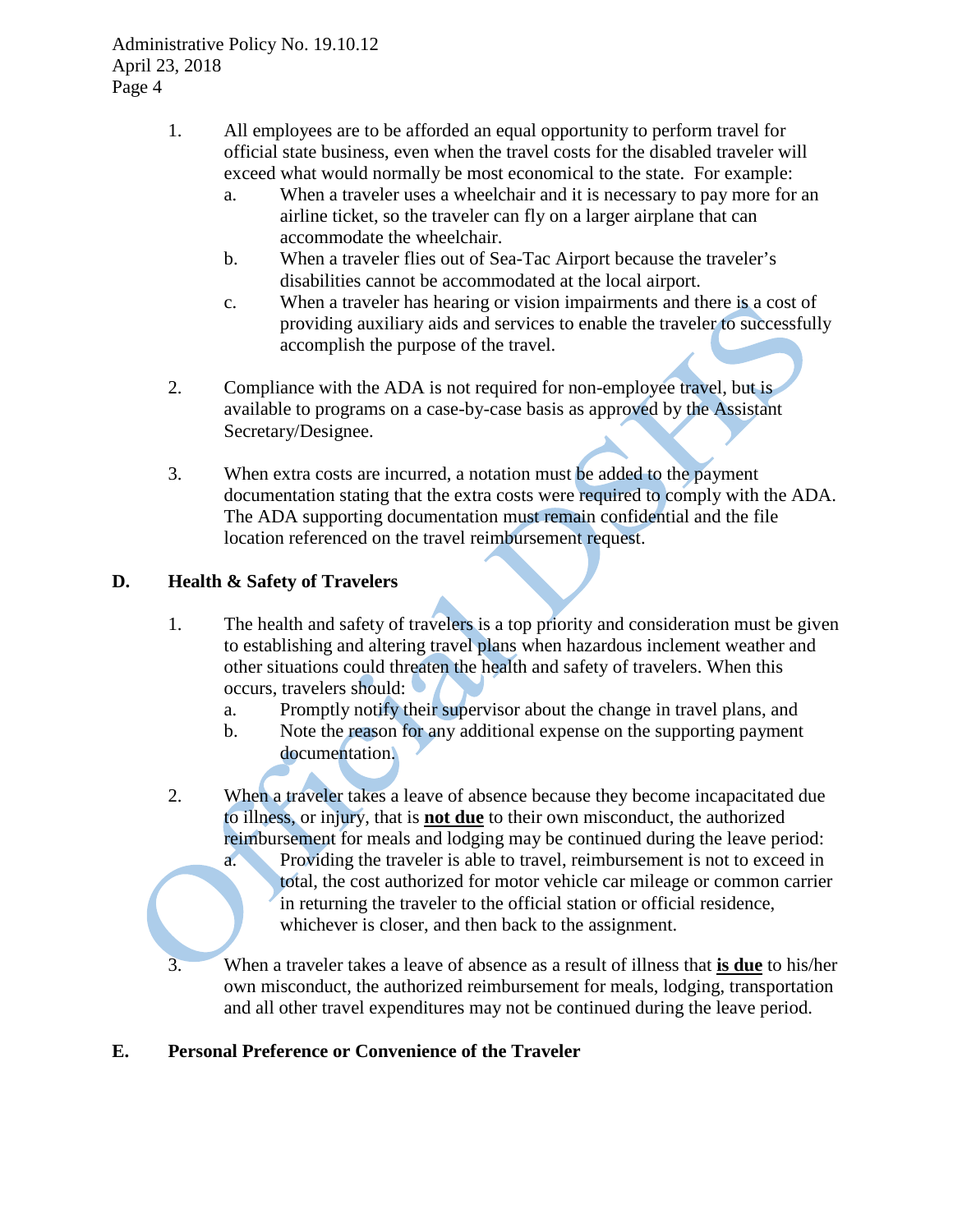1. All employees are to be afforded an equal opportunity to perform travel for official state business, even when the travel costs for the disabled traveler will exceed what would normally be most economical to the state. For example:
   a. When a traveler uses a wheelchair and it is necessary to pay more for an airline ticket, so the traveler can fly on a larger airplane that can accommodate the wheelchair.
   b. When a traveler flies out of Sea-Tac Airport because the traveler's disabilities cannot be accommodated at the local airport.
   c. When a traveler has hearing or vision impairments and there is a cost of providing auxiliary aids and services to enable the traveler to successfully accomplish the purpose of the travel.

2. Compliance with the ADA is not required for non-employee travel, but is available to programs on a case-by-case basis as approved by the Assistant Secretary/Designee.

3. When extra costs are incurred, a notation must be added to the payment documentation stating that the extra costs were required to comply with the ADA. The ADA supporting documentation must remain confidential and the file location referenced on the travel reimbursement request.

## D. Health & Safety of Travelers

1. The health and safety of travelers is a top priority and consideration must be given to establishing and altering travel plans when hazardous inclement weather and other situations could threaten the health and safety of travelers. When this occurs, travelers should:
   a. Promptly notify their supervisor about the change in travel plans, and
   b. Note the reason for any additional expense on the supporting payment documentation.

2. When a traveler takes a leave of absence because they become incapacitated due to illness, or injury, that is **<u>not due</u>** to their own misconduct, the authorized reimbursement for meals and lodging may be continued during the leave period:
   a. Providing the traveler is able to travel, reimbursement is not to exceed in total, the cost authorized for motor vehicle car mileage or common carrier in returning the traveler to the official station or official residence, whichever is closer, and then back to the assignment.

3. When a traveler takes a leave of absence as a result of illness that **<u>is due</u>** to his/her own misconduct, the authorized reimbursement for meals, lodging, transportation and all other travel expenditures may not be continued during the leave period.

## E. Personal Preference or Convenience of the Traveler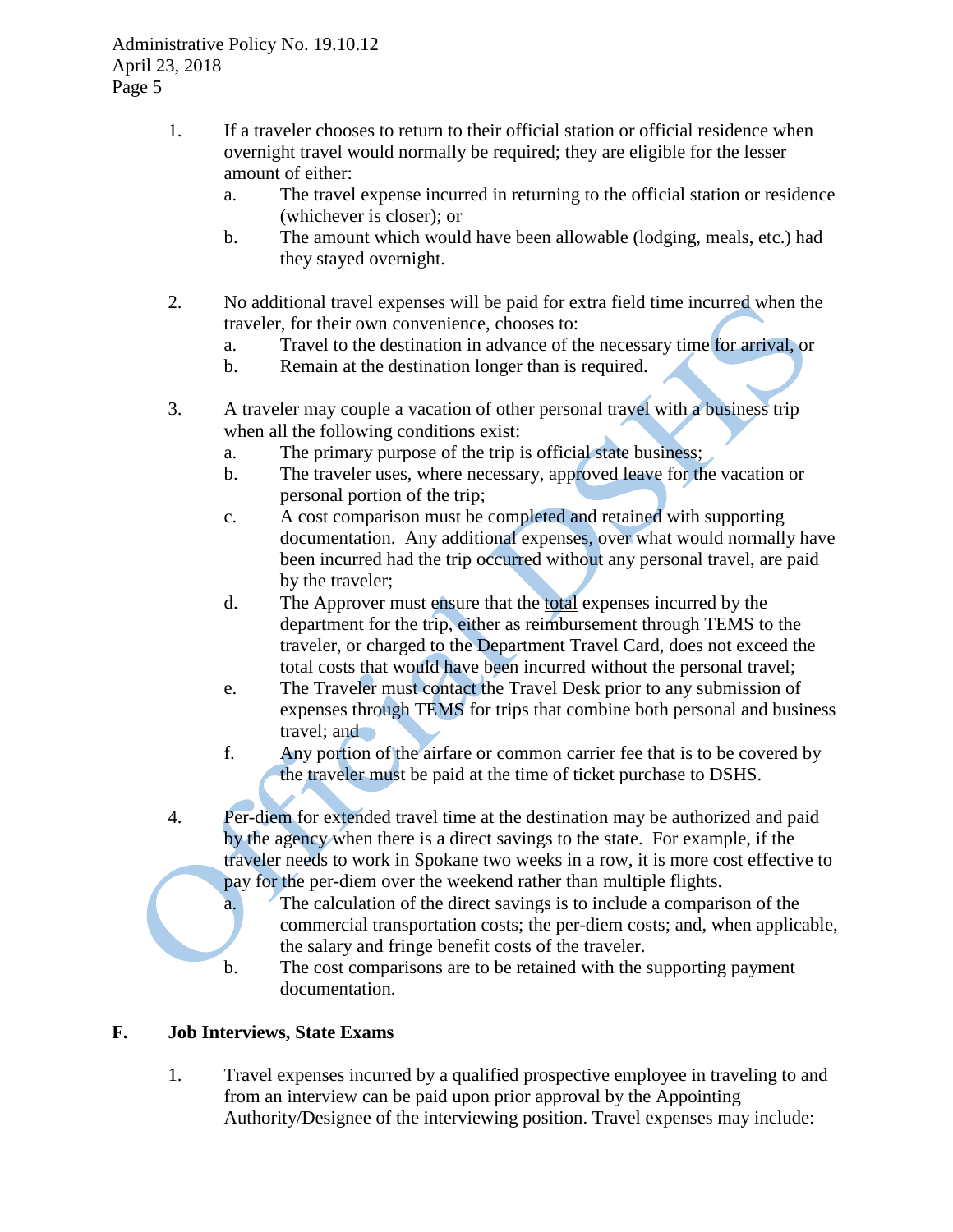1. If a traveler chooses to return to their official station or official residence when overnight travel would normally be required; they are eligible for the lesser amount of either:
   a. The travel expense incurred in returning to the official station or residence (whichever is closer); or
   b. The amount which would have been allowable (lodging, meals, etc.) had they stayed overnight.

2. No additional travel expenses will be paid for extra field time incurred when the traveler, for their own convenience, chooses to:
   a. Travel to the destination in advance of the necessary time for arrival, or
   b. Remain at the destination longer than is required.

3. A traveler may couple a vacation of other personal travel with a business trip when all the following conditions exist:
   a. The primary purpose of the trip is official state business;
   b. The traveler uses, where necessary, approved leave for the vacation or personal portion of the trip;
   c. A cost comparison must be completed and retained with supporting documentation. Any additional expenses, over what would normally have been incurred had the trip occurred without any personal travel, are paid by the traveler;
   d. The Approver must ensure that the <u>total</u> expenses incurred by the department for the trip, either as reimbursement through TEMS to the traveler, or charged to the Department Travel Card, does not exceed the total costs that would have been incurred without the personal travel;
   e. The Traveler must contact the Travel Desk prior to any submission of expenses through TEMS for trips that combine both personal and business travel; and
   f. Any portion of the airfare or common carrier fee that is to be covered by the traveler must be paid at the time of ticket purchase to DSHS.

4. Per-diem for extended travel time at the destination may be authorized and paid by the agency when there is a direct savings to the state. For example, if the traveler needs to work in Spokane two weeks in a row, it is more cost effective to pay for the per-diem over the weekend rather than multiple flights.
   a. The calculation of the direct savings is to include a comparison of the commercial transportation costs; the per-diem costs; and, when applicable, the salary and fringe benefit costs of the traveler.
   b. The cost comparisons are to be retained with the supporting payment documentation.

## F. Job Interviews, State Exams

1. Travel expenses incurred by a qualified prospective employee in traveling to and from an interview can be paid upon prior approval by the Appointing Authority/Designee of the interviewing position. Travel expenses may include: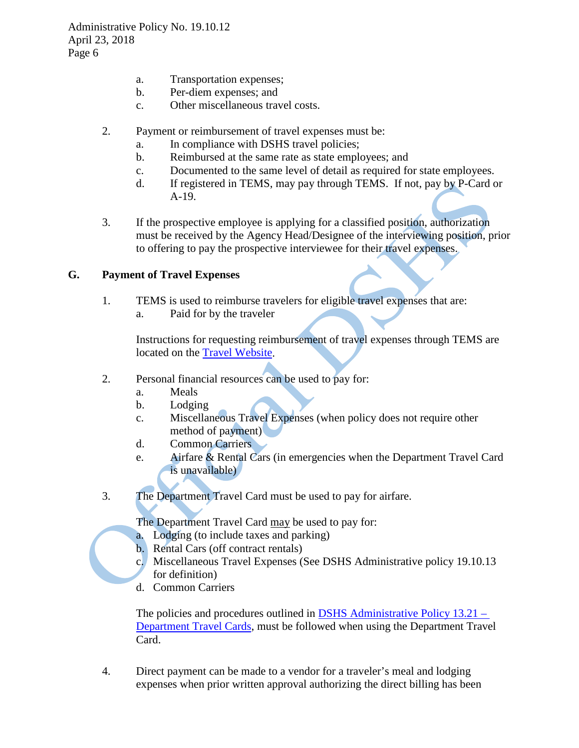a. Transportation expenses;
b. Per-diem expenses; and
c. Other miscellaneous travel costs.

2. Payment or reimbursement of travel expenses must be:
   a. In compliance with DSHS travel policies;
   b. Reimbursed at the same rate as state employees; and
   c. Documented to the same level of detail as required for state employees.
   d. If registered in TEMS, may pay through TEMS. If not, pay by P-Card or A-19.

3. If the prospective employee is applying for a classified position, authorization must be received by the Agency Head/Designee of the interviewing position, prior to offering to pay the prospective interviewee for their travel expenses.

## G. Payment of Travel Expenses

1. TEMS is used to reimburse travelers for eligible travel expenses that are:
   a. Paid for by the traveler

   Instructions for requesting reimbursement of travel expenses through TEMS are located on the [Travel Website](#).

2. Personal financial resources can be used to pay for:
   a. Meals
   b. Lodging
   c. Miscellaneous Travel Expenses (when policy does not require other method of payment)
   d. Common Carriers
   e. Airfare & Rental Cars (in emergencies when the Department Travel Card is unavailable)

3. The Department Travel Card must be used to pay for airfare.

   The Department Travel Card <u>may</u> be used to pay for:
   a. Lodging (to include taxes and parking)
   b. Rental Cars (off contract rentals)
   c. Miscellaneous Travel Expenses (See DSHS Administrative policy 19.10.13 for definition)
   d. Common Carriers

   The policies and procedures outlined in [DSHS Administrative Policy 13.21 – Department Travel Cards](#), must be followed when using the Department Travel Card.

4. Direct payment can be made to a vendor for a traveler's meal and lodging expenses when prior written approval authorizing the direct billing has been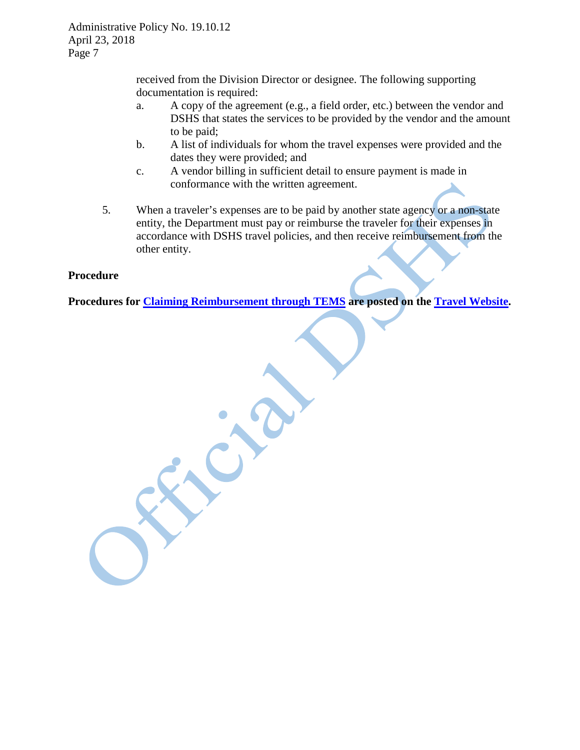received from the Division Director or designee. The following supporting documentation is required:

a. A copy of the agreement (e.g., a field order, etc.) between the vendor and DSHS that states the services to be provided by the vendor and the amount to be paid;

b. A list of individuals for whom the travel expenses were provided and the dates they were provided; and

c. A vendor billing in sufficient detail to ensure payment is made in conformance with the written agreement.

5. When a traveler's expenses are to be paid by another state agency or a non-state entity, the Department must pay or reimburse the traveler for their expenses in accordance with DSHS travel policies, and then receive reimbursement from the other entity.

**Procedure**

**Procedures for Claiming Reimbursement through TEMS are posted on the Travel Website.**